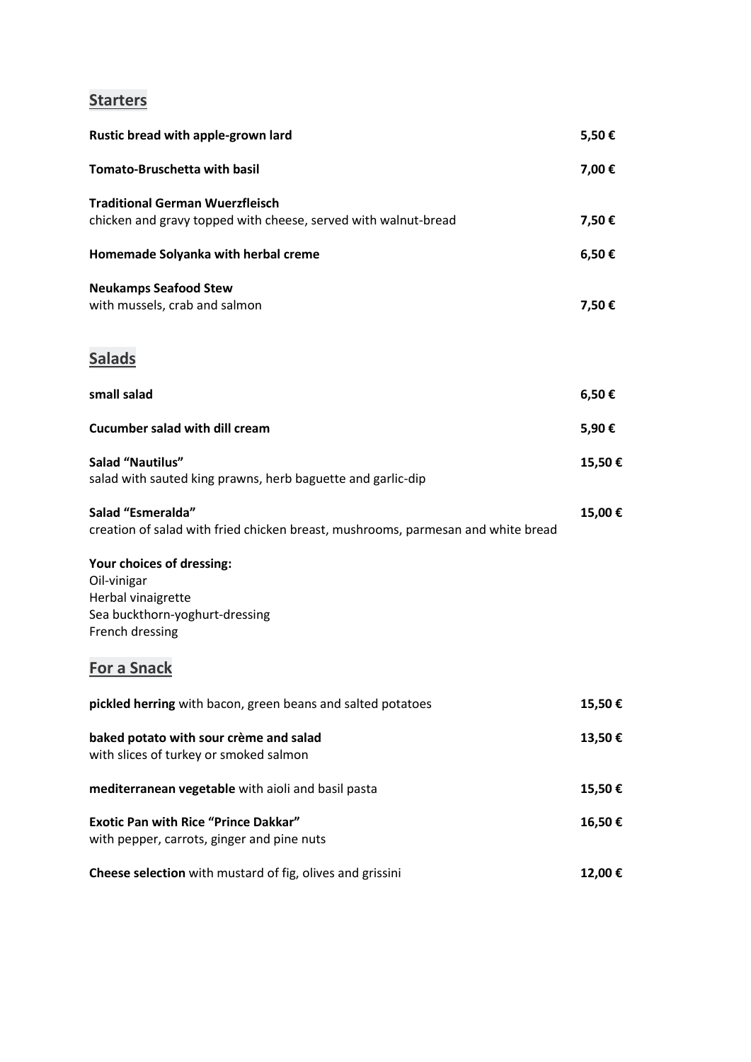## Starters

**Rustic bread with apple-grown lard** 5,50 €

**Tomato-Bruschetta with basil** 7,00 €

**Traditional German Wuerzfleisch**
chicken and gravy topped with cheese, served with walnut-bread 7,50 €

**Homemade Solyanka with herbal creme** 6,50 €

**Neukamps Seafood Stew**
with mussels, crab and salmon 7,50 €

## Salads

**small salad** 6,50 €

**Cucumber salad with dill cream** 5,90 €

**Salad "Nautilus"** 15,50 €
salad with sauted king prawns, herb baguette and garlic-dip

**Salad "Esmeralda"** 15,00 €
creation of salad with fried chicken breast, mushrooms, parmesan and white bread

**Your choices of dressing:**
Oil-vinigar
Herbal vinaigrette
Sea buckthorn-yoghurt-dressing
French dressing

## For a Snack

**pickled herring** with bacon, green beans and salted potatoes 15,50 €

**baked potato with sour crème and salad** 13,50 €
with slices of turkey or smoked salmon

**mediterranean vegetable** with aioli and basil pasta 15,50 €

**Exotic Pan with Rice "Prince Dakkar"** 16,50 €
with pepper, carrots, ginger and pine nuts

**Cheese selection** with mustard of fig, olives and grissini 12,00 €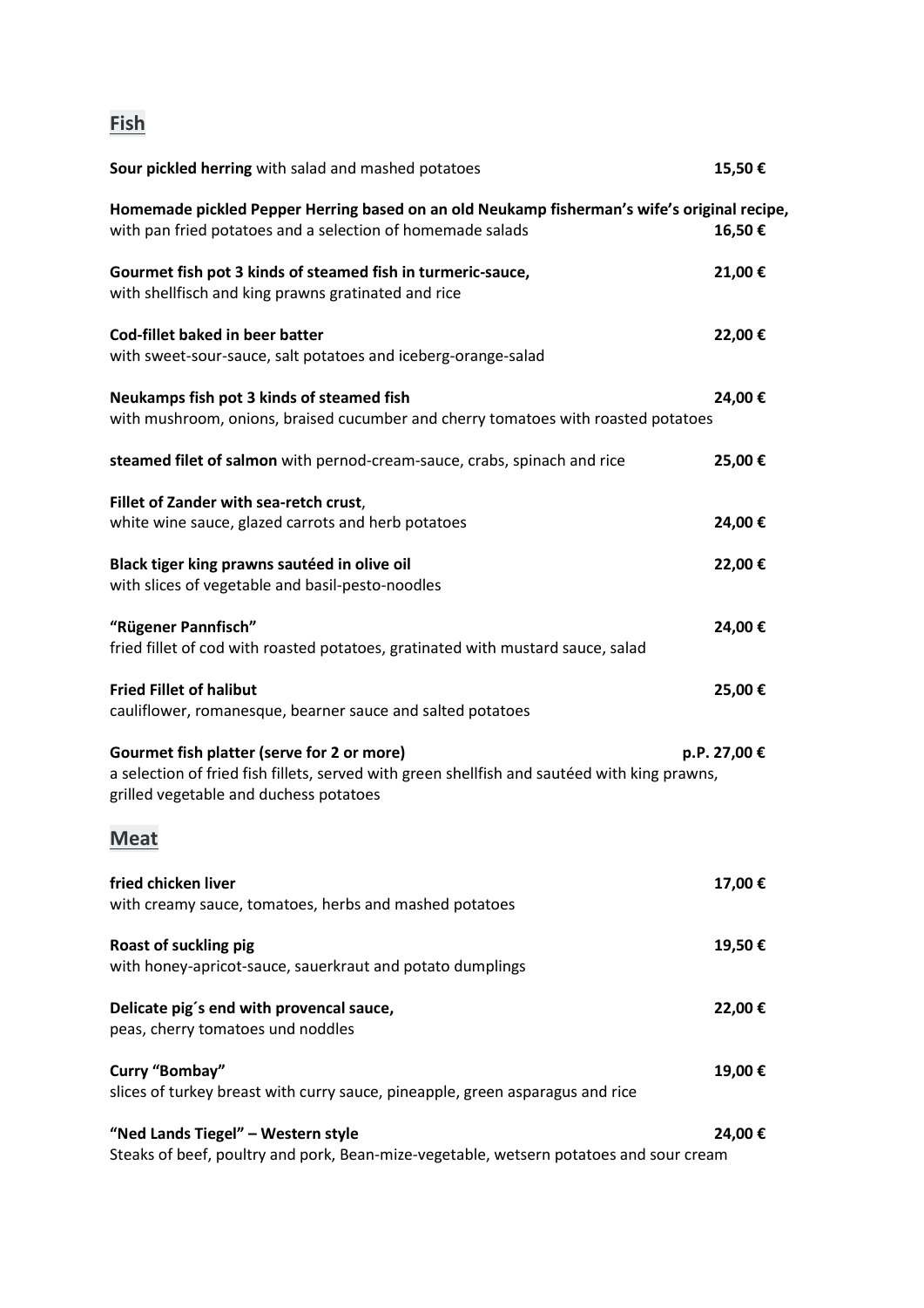## Fish

**Sour pickled herring** with salad and mashed potatoes **15,50 €**

**Homemade pickled Pepper Herring based on an old Neukamp fisherman's wife's original recipe,**
with pan fried potatoes and a selection of homemade salads **16,50 €**

**Gourmet fish pot 3 kinds of steamed fish in turmeric-sauce,** **21,00 €**
with shellfisch and king prawns gratinated and rice

**Cod-fillet baked in beer batter** **22,00 €**
with sweet-sour-sauce, salt potatoes and iceberg-orange-salad

**Neukamps fish pot 3 kinds of steamed fish** **24,00 €**
with mushroom, onions, braised cucumber and cherry tomatoes with roasted potatoes

**steamed filet of salmon** with pernod-cream-sauce, crabs, spinach and rice **25,00 €**

**Fillet of Zander with sea-retch crust**,
white wine sauce, glazed carrots and herb potatoes **24,00 €**

**Black tiger king prawns sautéed in olive oil** **22,00 €**
with slices of vegetable and basil-pesto-noodles

**"Rügener Pannfisch"** **24,00 €**
fried fillet of cod with roasted potatoes, gratinated with mustard sauce, salad

**Fried Fillet of halibut** **25,00 €**
cauliflower, romanesque, bearner sauce and salted potatoes

**Gourmet fish platter (serve for 2 or more)** **p.P. 27,00 €**
a selection of fried fish fillets, served with green shellfish and sautéed with king prawns, grilled vegetable and duchess potatoes

## Meat

**fried chicken liver** **17,00 €**
with creamy sauce, tomatoes, herbs and mashed potatoes

**Roast of suckling pig** **19,50 €**
with honey-apricot-sauce, sauerkraut and potato dumplings

**Delicate pig´s end with provencal sauce,** **22,00 €**
peas, cherry tomatoes und noddles

**Curry "Bombay"** **19,00 €**
slices of turkey breast with curry sauce, pineapple, green asparagus and rice

**"Ned Lands Tiegel" – Western style** **24,00 €**
Steaks of beef, poultry and pork, Bean-mize-vegetable, wetsern potatoes and sour cream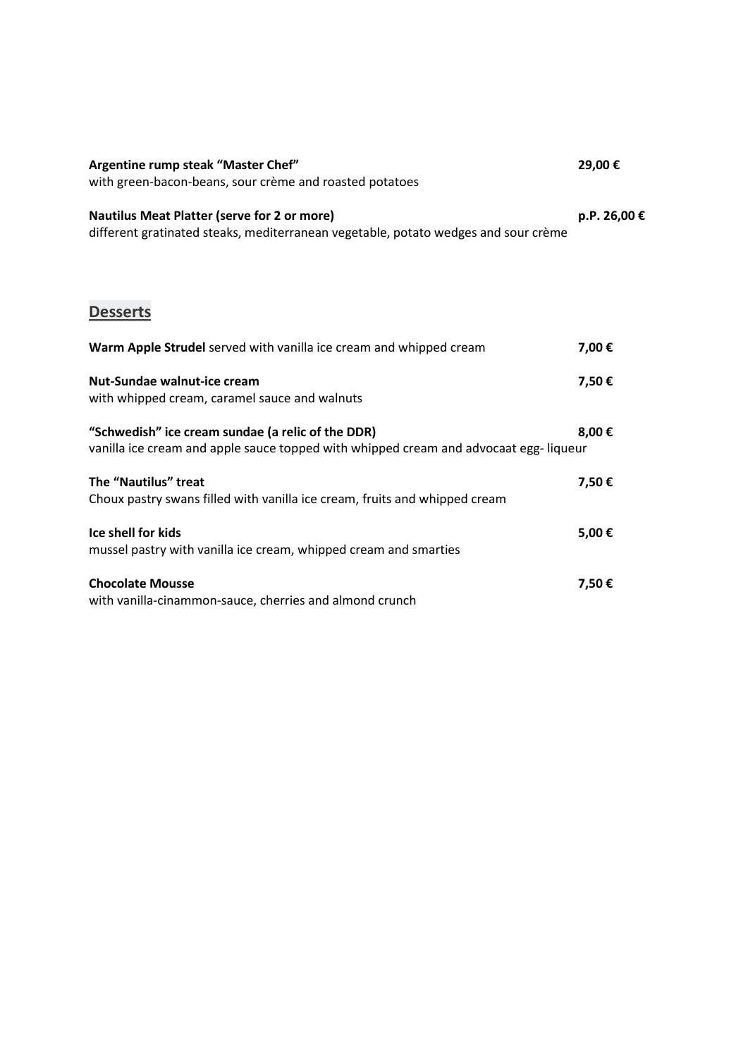**Argentine rump steak "Master Chef"** 29,00 €
with green-bacon-beans, sour crème and roasted potatoes

**Nautilus Meat Platter (serve for 2 or more)** p.P. 26,00 €
different gratinated steaks, mediterranean vegetable, potato wedges and sour crème

## Desserts

**Warm Apple Strudel** served with vanilla ice cream and whipped cream 7,00 €

**Nut-Sundae walnut-ice cream** 7,50 €
with whipped cream, caramel sauce and walnuts

**"Schwedish" ice cream sundae (a relic of the DDR)** 8,00 €
vanilla ice cream and apple sauce topped with whipped cream and advocaat egg- liqueur

**The "Nautilus" treat** 7,50 €
Choux pastry swans filled with vanilla ice cream, fruits and whipped cream

**Ice shell for kids** 5,00 €
mussel pastry with vanilla ice cream, whipped cream and smarties

**Chocolate Mousse** 7,50 €
with vanilla-cinammon-sauce, cherries and almond crunch